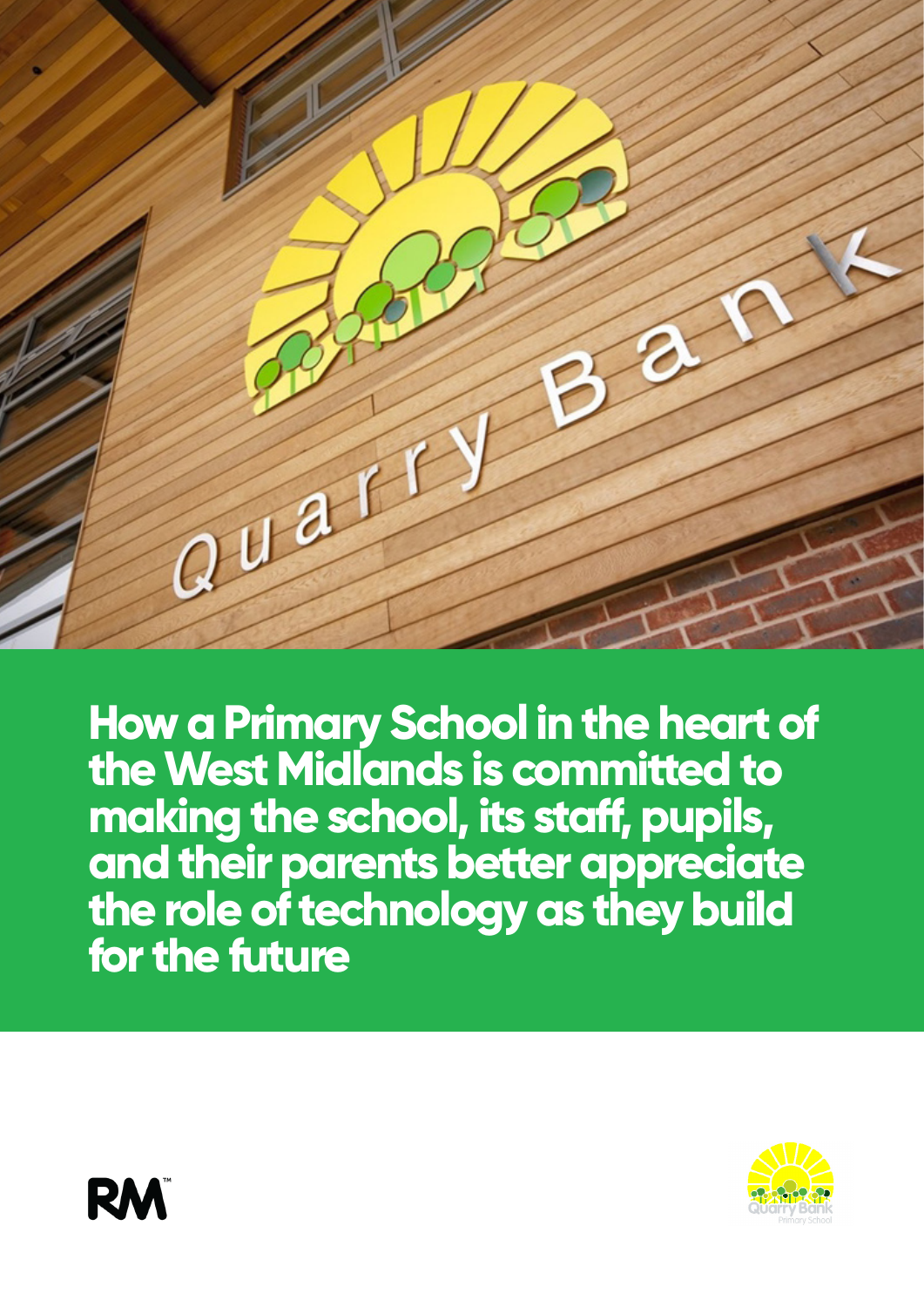# How a Primary School in the heart of the West Midlands is committed to making the school, its staff, pupils, and their parents better appreciate the role of technology as they build for the future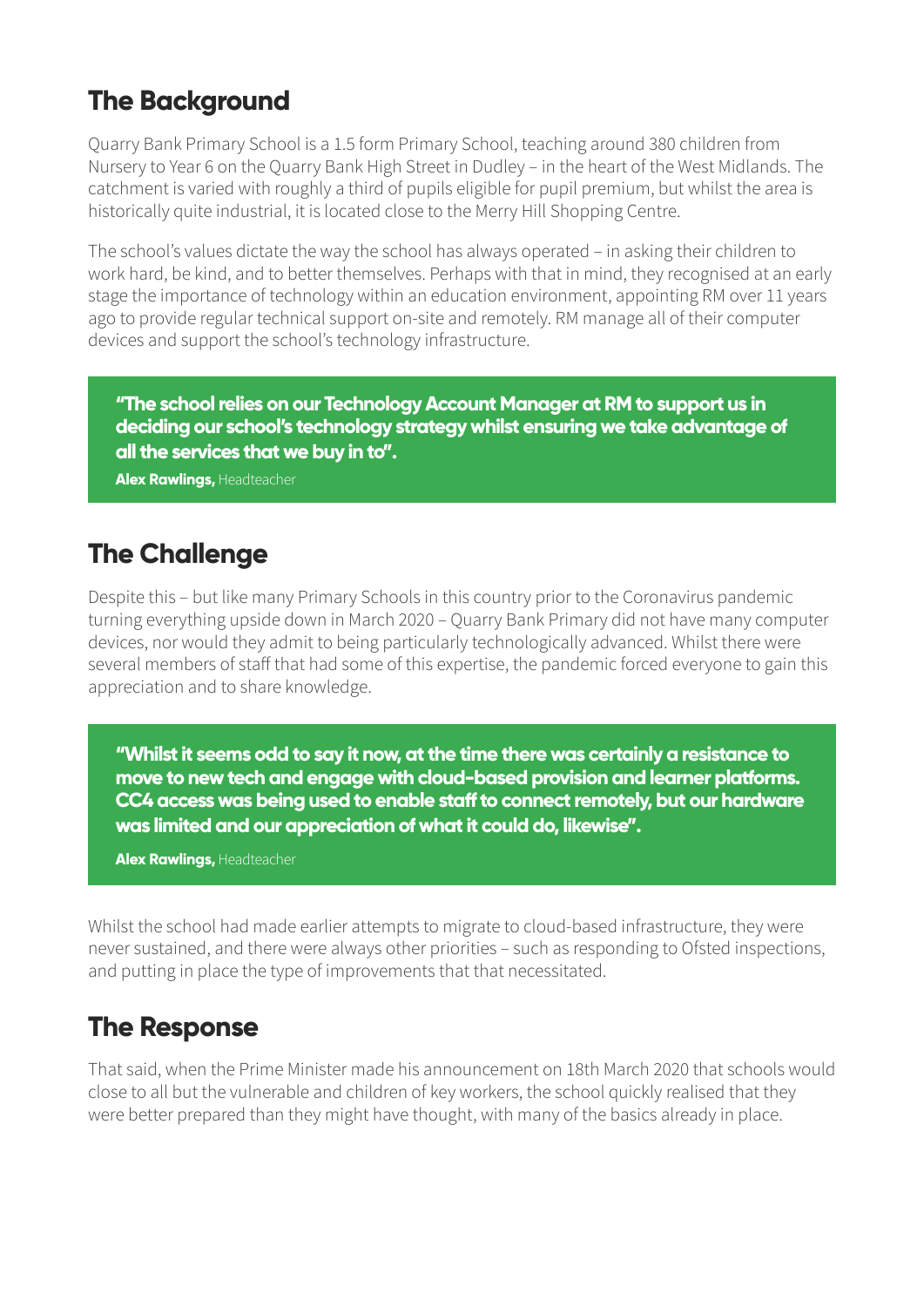## The Background

Quarry Bank Primary School is a 1.5 form Primary School, teaching around 380 children from Nursery to Year 6 on the Quarry Bank High Street in Dudley – in the heart of the West Midlands. The catchment is varied with roughly a third of pupils eligible for pupil premium, but whilst the area is historically quite industrial, it is located close to the Merry Hill Shopping Centre.

The school's values dictate the way the school has always operated – in asking their children to work hard, be kind, and to better themselves. Perhaps with that in mind, they recognised at an early stage the importance of technology within an education environment, appointing RM over 11 years ago to provide regular technical support on-site and remotely. RM manage all of their computer devices and support the school's technology infrastructure.

> **"The school relies on our Technology Account Manager at RM to support us in deciding our school's technology strategy whilst ensuring we take advantage of all the services that we buy in to".**
>
> **Alex Rawlings,** Headteacher

## The Challenge

Despite this – but like many Primary Schools in this country prior to the Coronavirus pandemic turning everything upside down in March 2020 – Quarry Bank Primary did not have many computer devices, nor would they admit to being particularly technologically advanced. Whilst there were several members of staff that had some of this expertise, the pandemic forced everyone to gain this appreciation and to share knowledge.

> **"Whilst it seems odd to say it now, at the time there was certainly a resistance to move to new tech and engage with cloud-based provision and learner platforms. CC4 access was being used to enable staff to connect remotely, but our hardware was limited and our appreciation of what it could do, likewise".**
>
> **Alex Rawlings,** Headteacher

Whilst the school had made earlier attempts to migrate to cloud-based infrastructure, they were never sustained, and there were always other priorities – such as responding to Ofsted inspections, and putting in place the type of improvements that that necessitated.

## The Response

That said, when the Prime Minister made his announcement on 18th March 2020 that schools would close to all but the vulnerable and children of key workers, the school quickly realised that they were better prepared than they might have thought, with many of the basics already in place.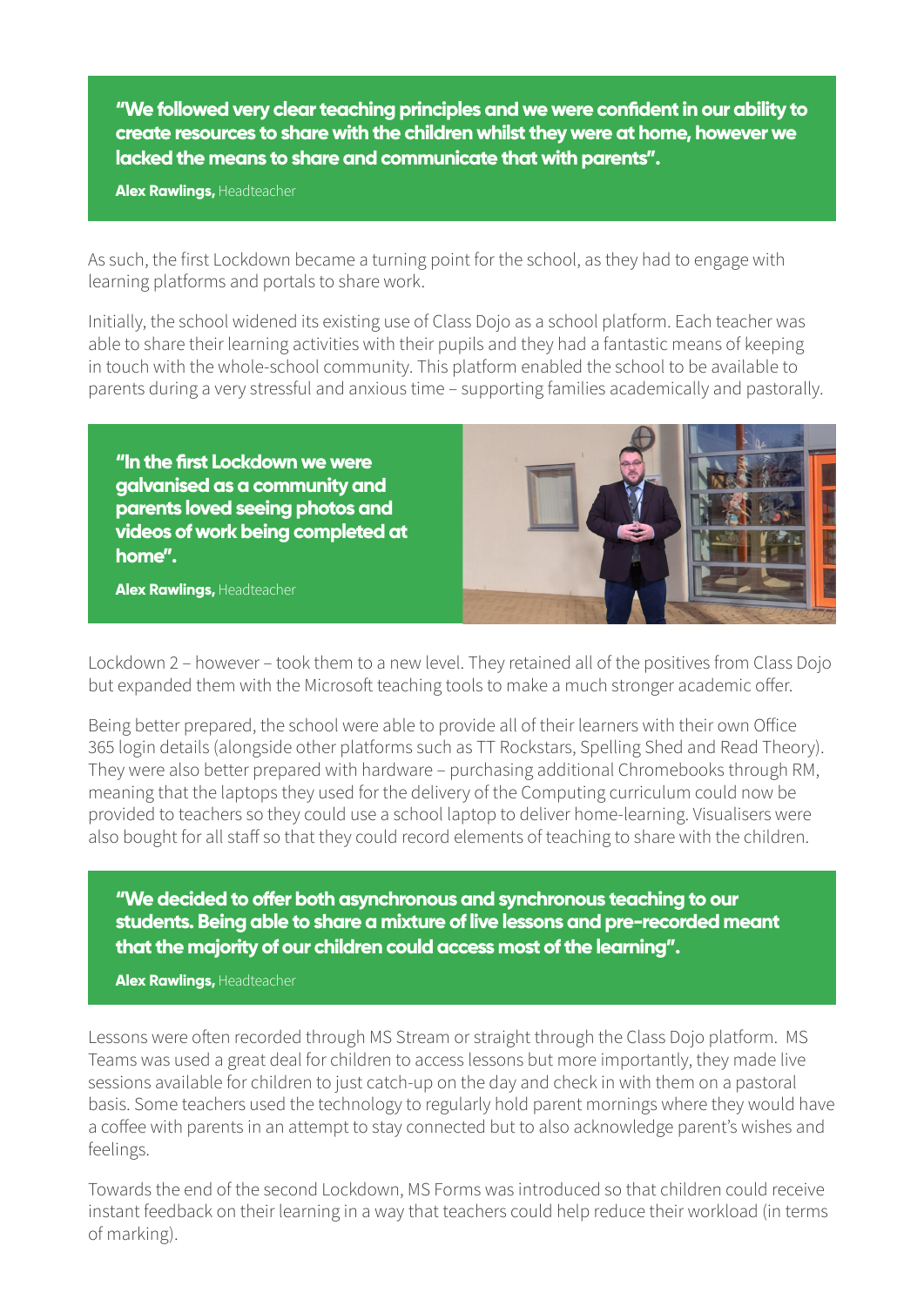> **"We followed very clear teaching principles and we were confident in our ability to create resources to share with the children whilst they were at home, however we lacked the means to share and communicate that with parents".**
>
> **Alex Rawlings,** Headteacher

As such, the first Lockdown became a turning point for the school, as they had to engage with learning platforms and portals to share work.

Initially, the school widened its existing use of Class Dojo as a school platform. Each teacher was able to share their learning activities with their pupils and they had a fantastic means of keeping in touch with the whole-school community. This platform enabled the school to be available to parents during a very stressful and anxious time – supporting families academically and pastorally.

> **"In the first Lockdown we were galvanised as a community and parents loved seeing photos and videos of work being completed at home".**
>
> **Alex Rawlings,** Headteacher

Lockdown 2 – however – took them to a new level. They retained all of the positives from Class Dojo but expanded them with the Microsoft teaching tools to make a much stronger academic offer.

Being better prepared, the school were able to provide all of their learners with their own Office 365 login details (alongside other platforms such as TT Rockstars, Spelling Shed and Read Theory). They were also better prepared with hardware – purchasing additional Chromebooks through RM, meaning that the laptops they used for the delivery of the Computing curriculum could now be provided to teachers so they could use a school laptop to deliver home-learning. Visualisers were also bought for all staff so that they could record elements of teaching to share with the children.

> **"We decided to offer both asynchronous and synchronous teaching to our students. Being able to share a mixture of live lessons and pre-recorded meant that the majority of our children could access most of the learning".**
>
> **Alex Rawlings,** Headteacher

Lessons were often recorded through MS Stream or straight through the Class Dojo platform. MS Teams was used a great deal for children to access lessons but more importantly, they made live sessions available for children to just catch-up on the day and check in with them on a pastoral basis. Some teachers used the technology to regularly hold parent mornings where they would have a coffee with parents in an attempt to stay connected but to also acknowledge parent's wishes and feelings.

Towards the end of the second Lockdown, MS Forms was introduced so that children could receive instant feedback on their learning in a way that teachers could help reduce their workload (in terms of marking).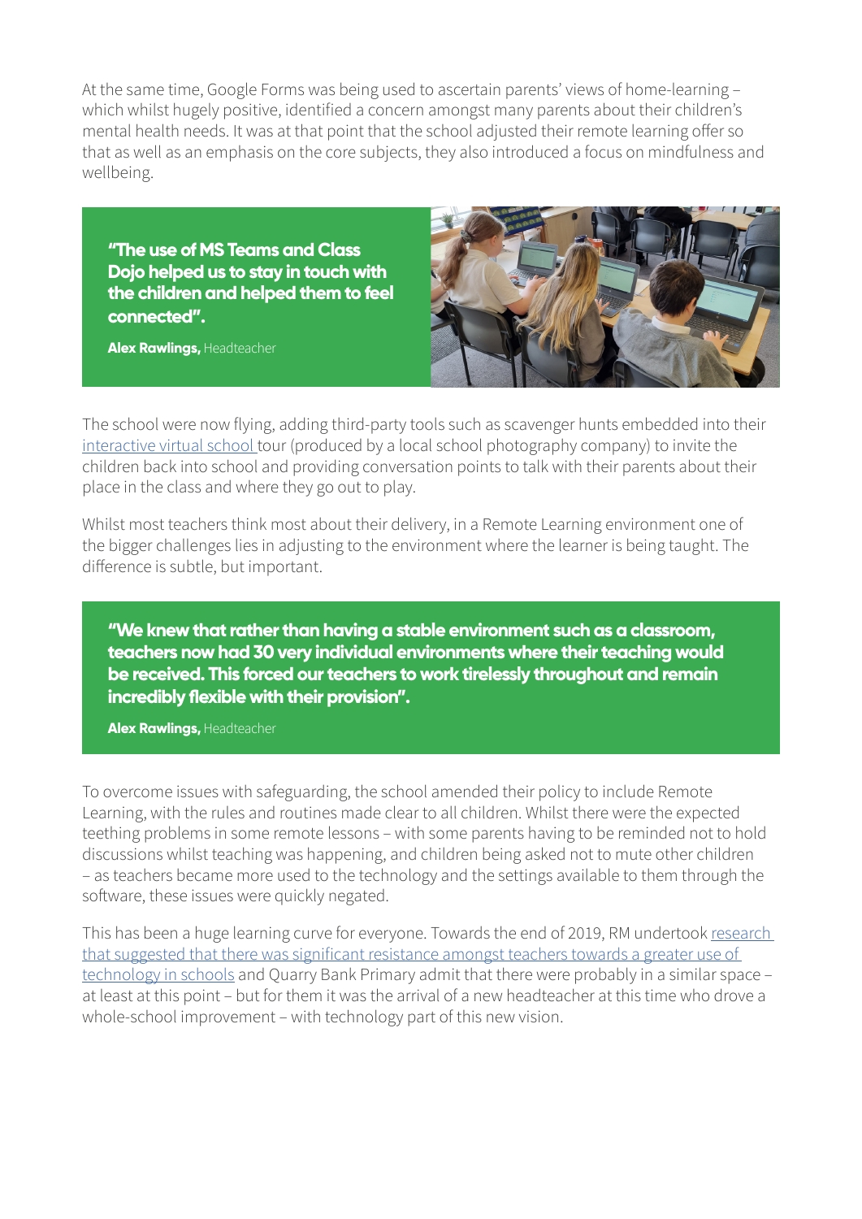At the same time, Google Forms was being used to ascertain parents' views of home-learning – which whilst hugely positive, identified a concern amongst many parents about their children's mental health needs. It was at that point that the school adjusted their remote learning offer so that as well as an emphasis on the core subjects, they also introduced a focus on mindfulness and wellbeing.

> **"The use of MS Teams and Class Dojo helped us to stay in touch with the children and helped them to feel connected".**
>
> **Alex Rawlings,** Headteacher

The school were now flying, adding third-party tools such as scavenger hunts embedded into their interactive virtual school tour (produced by a local school photography company) to invite the children back into school and providing conversation points to talk with their parents about their place in the class and where they go out to play.

Whilst most teachers think most about their delivery, in a Remote Learning environment one of the bigger challenges lies in adjusting to the environment where the learner is being taught. The difference is subtle, but important.

> **"We knew that rather than having a stable environment such as a classroom, teachers now had 30 very individual environments where their teaching would be received. This forced our teachers to work tirelessly throughout and remain incredibly flexible with their provision".**
>
> **Alex Rawlings,** Headteacher

To overcome issues with safeguarding, the school amended their policy to include Remote Learning, with the rules and routines made clear to all children. Whilst there were the expected teething problems in some remote lessons – with some parents having to be reminded not to hold discussions whilst teaching was happening, and children being asked not to mute other children – as teachers became more used to the technology and the settings available to them through the software, these issues were quickly negated.

This has been a huge learning curve for everyone. Towards the end of 2019, RM undertook research that suggested that there was significant resistance amongst teachers towards a greater use of technology in schools and Quarry Bank Primary admit that there were probably in a similar space – at least at this point – but for them it was the arrival of a new headteacher at this time who drove a whole-school improvement – with technology part of this new vision.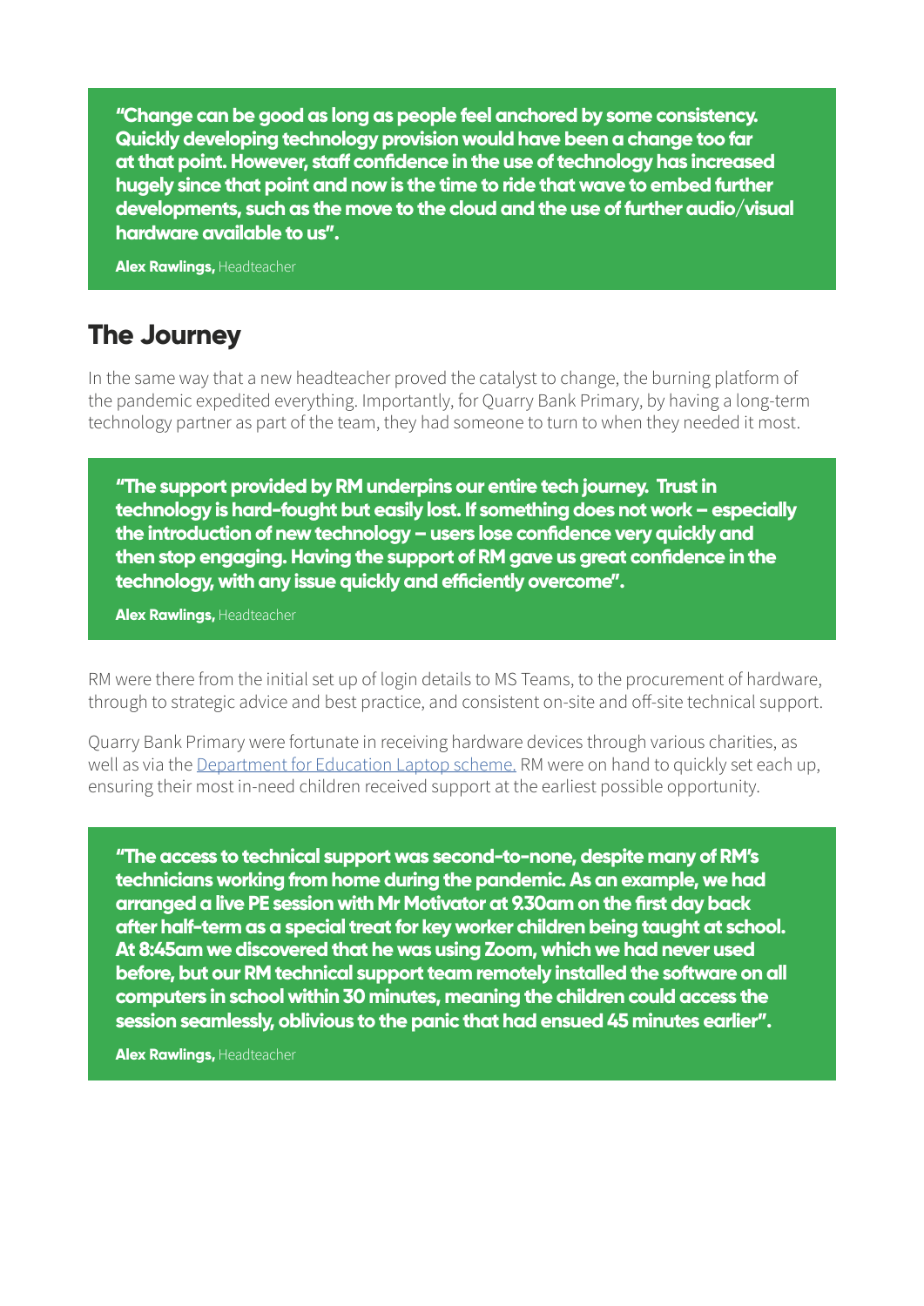**"Change can be good as long as people feel anchored by some consistency. Quickly developing technology provision would have been a change too far at that point. However, staff confidence in the use of technology has increased hugely since that point and now is the time to ride that wave to embed further developments, such as the move to the cloud and the use of further audio/visual hardware available to us".**

**Alex Rawlings,** Headteacher

## The Journey

In the same way that a new headteacher proved the catalyst to change, the burning platform of the pandemic expedited everything. Importantly, for Quarry Bank Primary, by having a long-term technology partner as part of the team, they had someone to turn to when they needed it most.

**"The support provided by RM underpins our entire tech journey. Trust in technology is hard-fought but easily lost. If something does not work – especially the introduction of new technology – users lose confidence very quickly and then stop engaging. Having the support of RM gave us great confidence in the technology, with any issue quickly and efficiently overcome".**

**Alex Rawlings,** Headteacher

RM were there from the initial set up of login details to MS Teams, to the procurement of hardware, through to strategic advice and best practice, and consistent on-site and off-site technical support.

Quarry Bank Primary were fortunate in receiving hardware devices through various charities, as well as via the Department for Education Laptop scheme. RM were on hand to quickly set each up, ensuring their most in-need children received support at the earliest possible opportunity.

**"The access to technical support was second-to-none, despite many of RM's technicians working from home during the pandemic. As an example, we had arranged a live PE session with Mr Motivator at 9.30am on the first day back after half-term as a special treat for key worker children being taught at school. At 8:45am we discovered that he was using Zoom, which we had never used before, but our RM technical support team remotely installed the software on all computers in school within 30 minutes, meaning the children could access the session seamlessly, oblivious to the panic that had ensued 45 minutes earlier".**

**Alex Rawlings,** Headteacher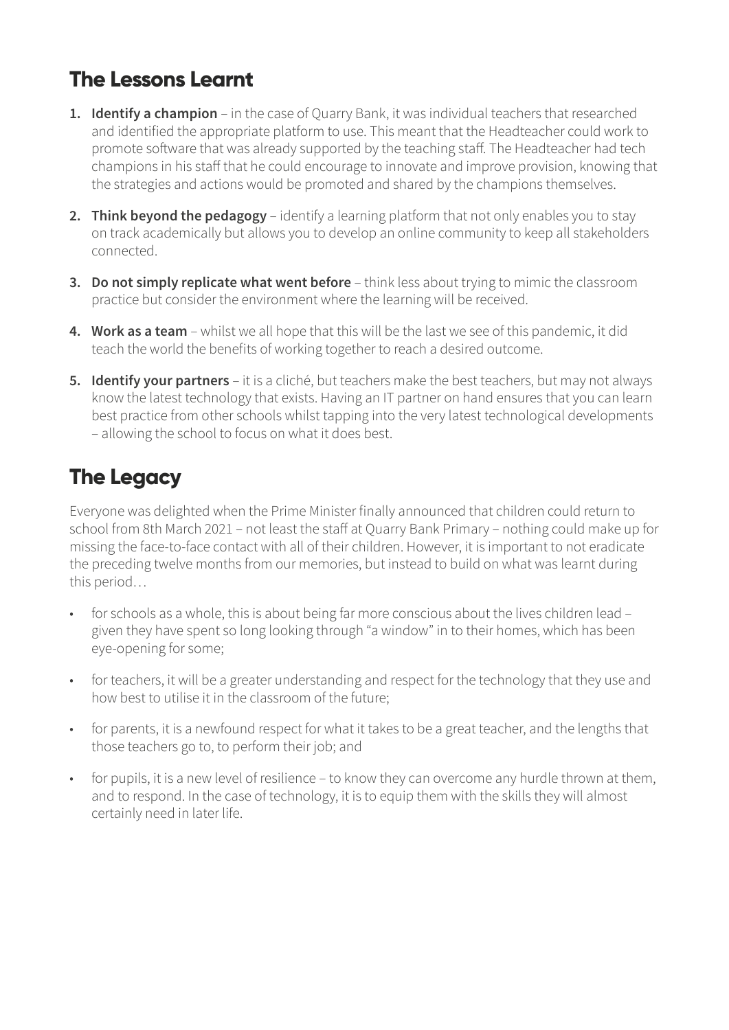## The Lessons Learnt

1. **Identify a champion** – in the case of Quarry Bank, it was individual teachers that researched and identified the appropriate platform to use. This meant that the Headteacher could work to promote software that was already supported by the teaching staff. The Headteacher had tech champions in his staff that he could encourage to innovate and improve provision, knowing that the strategies and actions would be promoted and shared by the champions themselves.

2. **Think beyond the pedagogy** – identify a learning platform that not only enables you to stay on track academically but allows you to develop an online community to keep all stakeholders connected.

3. **Do not simply replicate what went before** – think less about trying to mimic the classroom practice but consider the environment where the learning will be received.

4. **Work as a team** – whilst we all hope that this will be the last we see of this pandemic, it did teach the world the benefits of working together to reach a desired outcome.

5. **Identify your partners** – it is a cliché, but teachers make the best teachers, but may not always know the latest technology that exists. Having an IT partner on hand ensures that you can learn best practice from other schools whilst tapping into the very latest technological developments – allowing the school to focus on what it does best.

## The Legacy

Everyone was delighted when the Prime Minister finally announced that children could return to school from 8th March 2021 – not least the staff at Quarry Bank Primary – nothing could make up for missing the face-to-face contact with all of their children. However, it is important to not eradicate the preceding twelve months from our memories, but instead to build on what was learnt during this period…

- for schools as a whole, this is about being far more conscious about the lives children lead – given they have spent so long looking through "a window" in to their homes, which has been eye-opening for some;
- for teachers, it will be a greater understanding and respect for the technology that they use and how best to utilise it in the classroom of the future;
- for parents, it is a newfound respect for what it takes to be a great teacher, and the lengths that those teachers go to, to perform their job; and
- for pupils, it is a new level of resilience – to know they can overcome any hurdle thrown at them, and to respond. In the case of technology, it is to equip them with the skills they will almost certainly need in later life.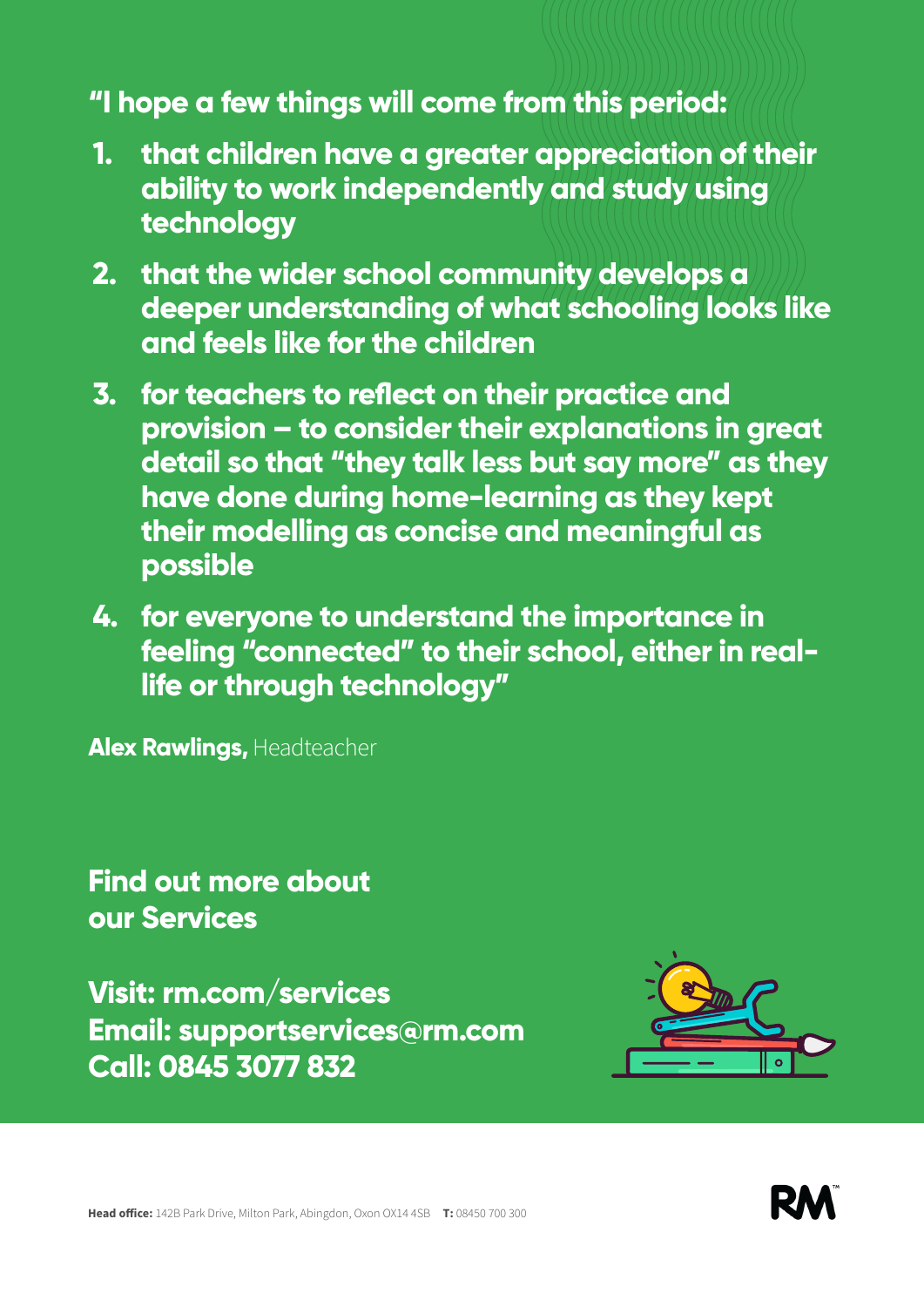**"I hope a few things will come from this period:**

1. **that children have a greater appreciation of their ability to work independently and study using technology**
2. **that the wider school community develops a deeper understanding of what schooling looks like and feels like for the children**
3. **for teachers to reflect on their practice and provision – to consider their explanations in great detail so that "they talk less but say more" as they have done during home-learning as they kept their modelling as concise and meaningful as possible**
4. **for everyone to understand the importance in feeling "connected" to their school, either in real-life or through technology"**

**Alex Rawlings,** Headteacher

## Find out more about our Services

**Visit: rm.com/services**
**Email: supportservices@rm.com**
**Call: 0845 3077 832**

**Head office:** 142B Park Drive, Milton Park, Abingdon, Oxon OX14 4SB **T:** 08450 700 300